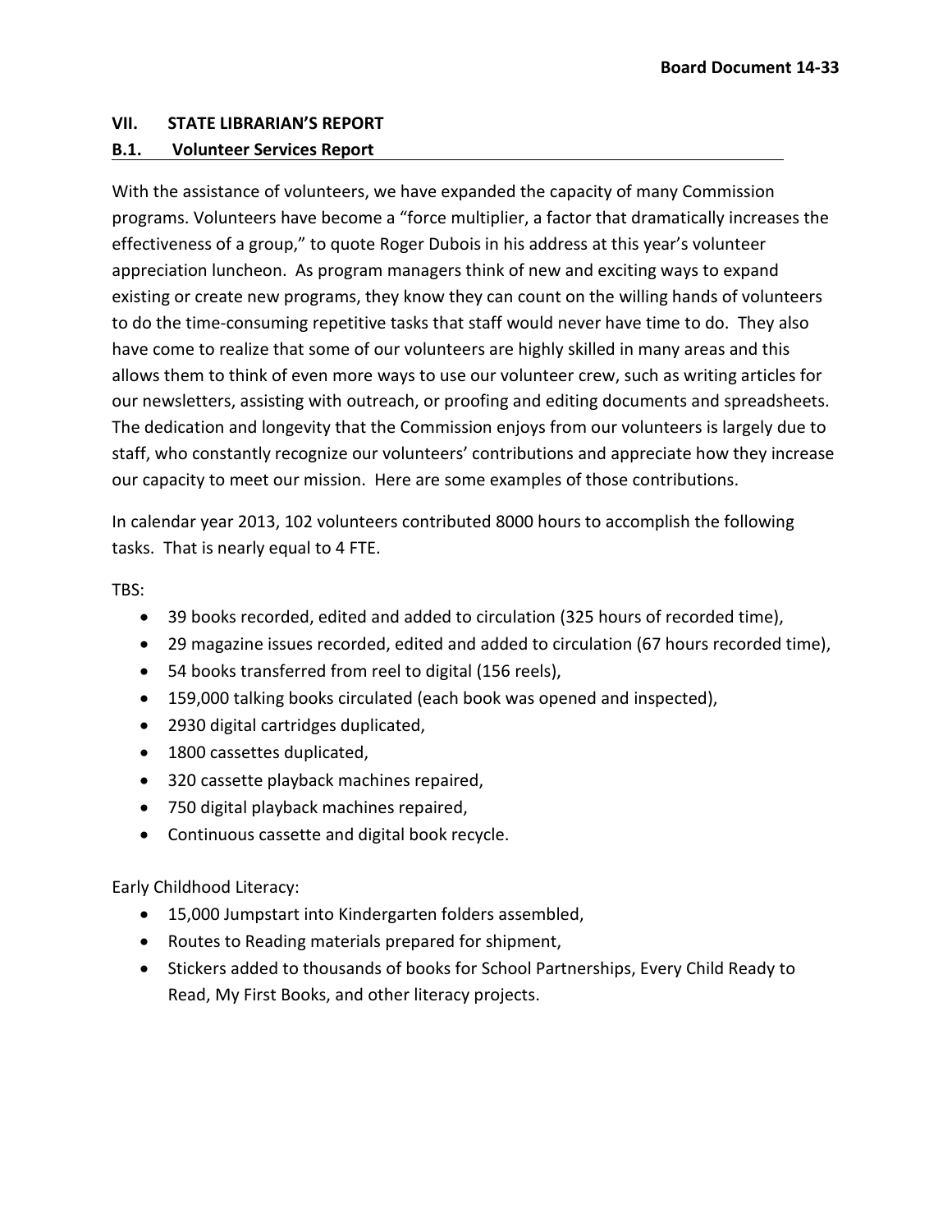**Board Document 14-33**

## VII. STATE LIBRARIAN'S REPORT

### B.1. Volunteer Services Report

With the assistance of volunteers, we have expanded the capacity of many Commission programs. Volunteers have become a "force multiplier, a factor that dramatically increases the effectiveness of a group," to quote Roger Dubois in his address at this year's volunteer appreciation luncheon. As program managers think of new and exciting ways to expand existing or create new programs, they know they can count on the willing hands of volunteers to do the time-consuming repetitive tasks that staff would never have time to do. They also have come to realize that some of our volunteers are highly skilled in many areas and this allows them to think of even more ways to use our volunteer crew, such as writing articles for our newsletters, assisting with outreach, or proofing and editing documents and spreadsheets. The dedication and longevity that the Commission enjoys from our volunteers is largely due to staff, who constantly recognize our volunteers' contributions and appreciate how they increase our capacity to meet our mission. Here are some examples of those contributions.

In calendar year 2013, 102 volunteers contributed 8000 hours to accomplish the following tasks. That is nearly equal to 4 FTE.

TBS:

- 39 books recorded, edited and added to circulation (325 hours of recorded time),
- 29 magazine issues recorded, edited and added to circulation (67 hours recorded time),
- 54 books transferred from reel to digital (156 reels),
- 159,000 talking books circulated (each book was opened and inspected),
- 2930 digital cartridges duplicated,
- 1800 cassettes duplicated,
- 320 cassette playback machines repaired,
- 750 digital playback machines repaired,
- Continuous cassette and digital book recycle.

Early Childhood Literacy:

- 15,000 Jumpstart into Kindergarten folders assembled,
- Routes to Reading materials prepared for shipment,
- Stickers added to thousands of books for School Partnerships, Every Child Ready to Read, My First Books, and other literacy projects.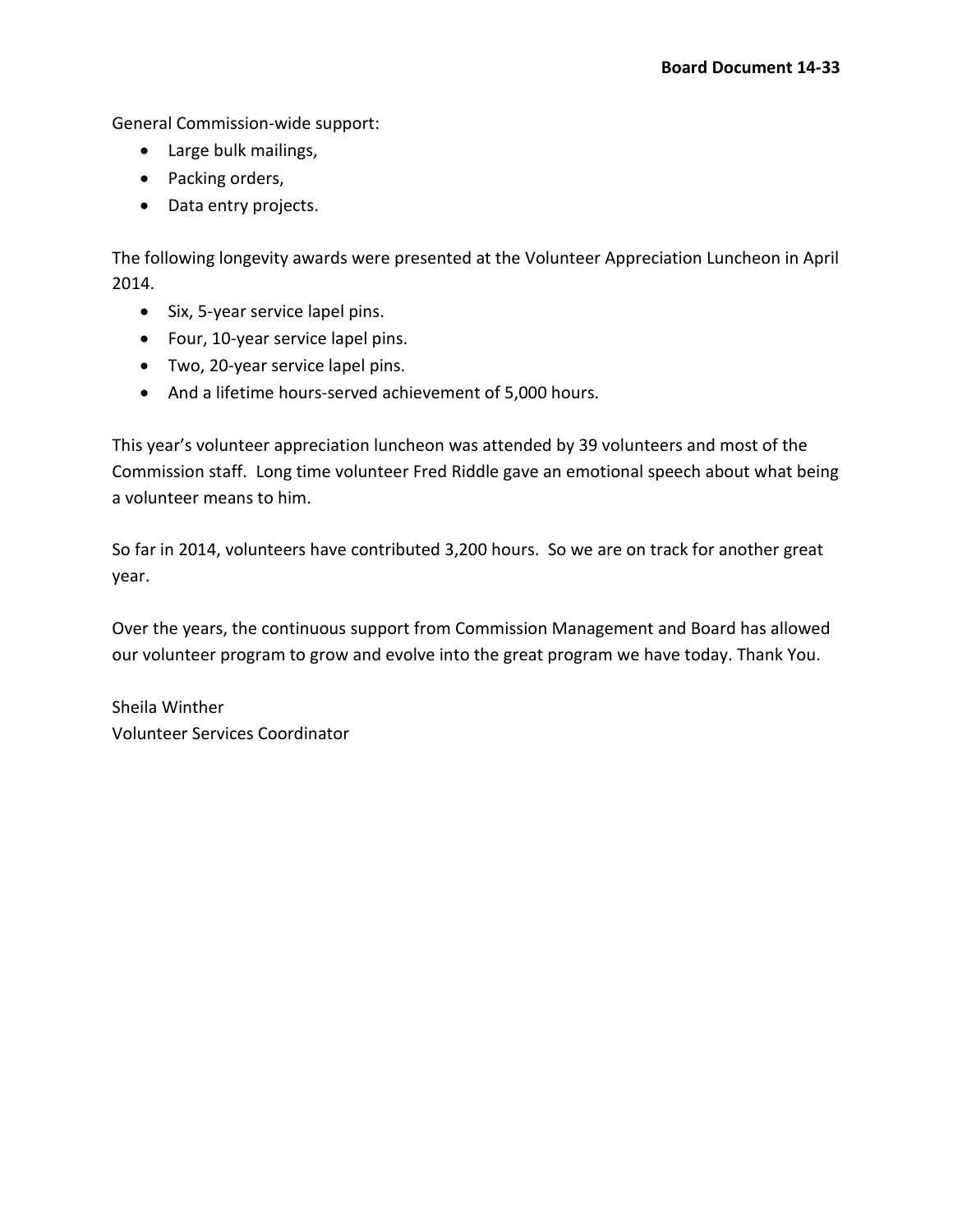General Commission-wide support:

- Large bulk mailings,
- Packing orders,
- Data entry projects.

The following longevity awards were presented at the Volunteer Appreciation Luncheon in April 2014.

- Six, 5-year service lapel pins.
- Four, 10-year service lapel pins.
- Two, 20-year service lapel pins.
- And a lifetime hours-served achievement of 5,000 hours.

This year's volunteer appreciation luncheon was attended by 39 volunteers and most of the Commission staff. Long time volunteer Fred Riddle gave an emotional speech about what being a volunteer means to him.

So far in 2014, volunteers have contributed 3,200 hours. So we are on track for another great year.

Over the years, the continuous support from Commission Management and Board has allowed our volunteer program to grow and evolve into the great program we have today. Thank You.

Sheila Winther
Volunteer Services Coordinator